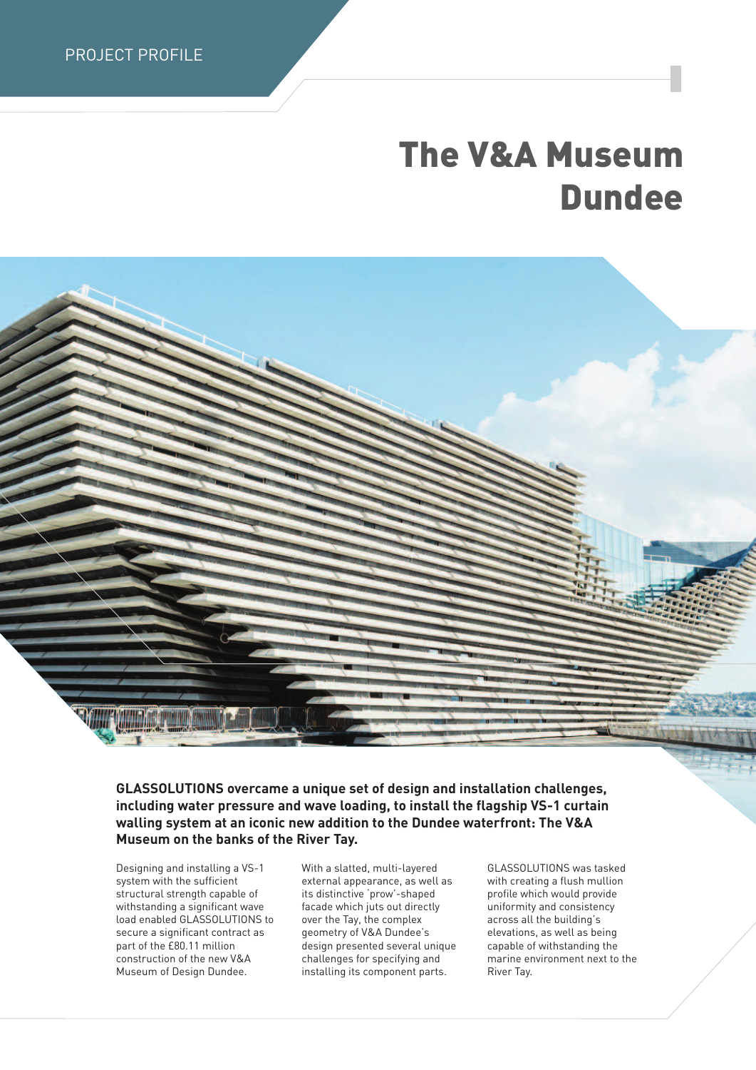PROJECT PROFILE

# The V&A Museum Dundee

**GLASSOLUTIONS overcame a unique set of design and installation challenges, including water pressure and wave loading, to install the flagship VS-1 curtain walling system at an iconic new addition to the Dundee waterfront: The V&A Museum on the banks of the River Tay.**

Designing and installing a VS-1 system with the sufficient structural strength capable of withstanding a significant wave load enabled GLASSOLUTIONS to secure a significant contract as part of the £80.11 million construction of the new V&A Museum of Design Dundee.

With a slatted, multi-layered external appearance, as well as its distinctive 'prow'-shaped facade which juts out directly over the Tay, the complex geometry of V&A Dundee's design presented several unique challenges for specifying and installing its component parts.

GLASSOLUTIONS was tasked with creating a flush mullion profile which would provide uniformity and consistency across all the building's elevations, as well as being capable of withstanding the marine environment next to the River Tay.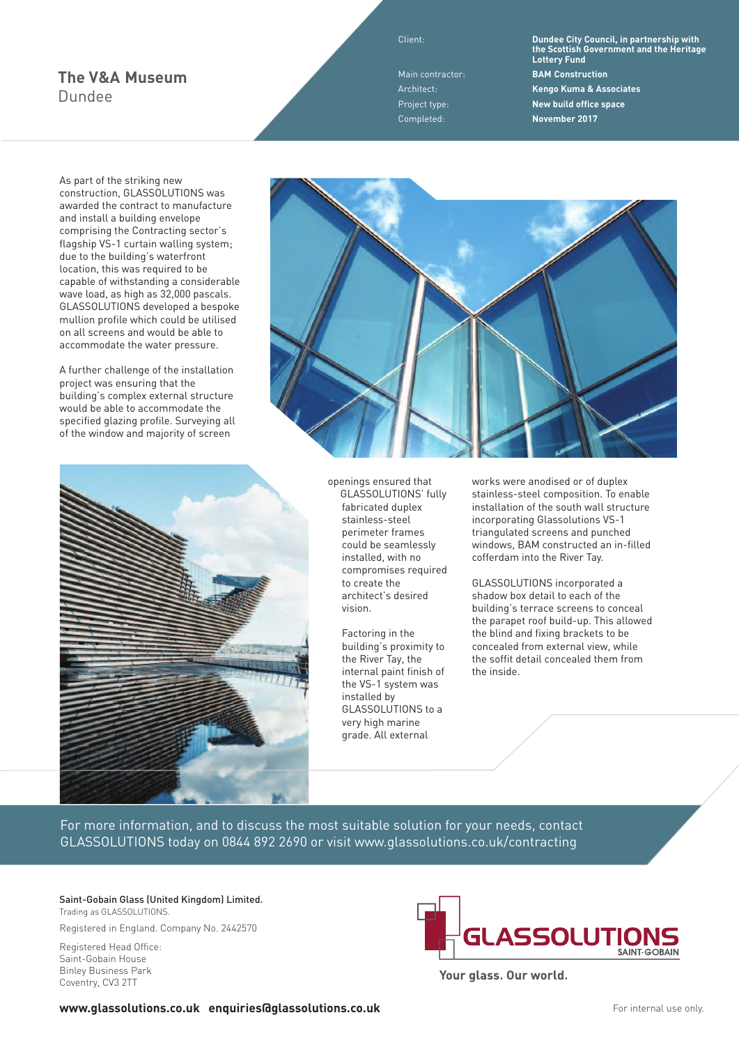## The V&A Museum
Dundee

| | |
|---|---|
| Client: | **Dundee City Council, in partnership with the Scottish Government and the Heritage Lottery Fund** |
| Main contractor: | **BAM Construction** |
| Architect: | **Kengo Kuma & Associates** |
| Project type: | **New build office space** |
| Completed: | **November 2017** |

As part of the striking new construction, GLASSOLUTIONS was awarded the contract to manufacture and install a building envelope comprising the Contracting sector's flagship VS-1 curtain walling system; due to the building's waterfront location, this was required to be capable of withstanding a considerable wave load, as high as 32,000 pascals. GLASSOLUTIONS developed a bespoke mullion profile which could be utilised on all screens and would be able to accommodate the water pressure.

A further challenge of the installation project was ensuring that the building's complex external structure would be able to accommodate the specified glazing profile. Surveying all of the window and majority of screen openings ensured that GLASSOLUTIONS' fully fabricated duplex stainless-steel perimeter frames could be seamlessly installed, with no compromises required to create the architect's desired vision.

Factoring in the building's proximity to the River Tay, the internal paint finish of the VS-1 system was installed by GLASSOLUTIONS to a very high marine grade. All external works were anodised or of duplex stainless-steel composition. To enable installation of the south wall structure incorporating Glassolutions VS-1 triangulated screens and punched windows, BAM constructed an in-filled cofferdam into the River Tay.

GLASSOLUTIONS incorporated a shadow box detail to each of the building's terrace screens to conceal the parapet roof build-up. This allowed the blind and fixing brackets to be concealed from external view, while the soffit detail concealed them from the inside.

For more information, and to discuss the most suitable solution for your needs, contact GLASSOLUTIONS today on 0844 892 2690 or visit www.glassolutions.co.uk/contracting

Saint-Gobain Glass (United Kingdom) Limited.
Trading as GLASSOLUTIONS.

Registered in England. Company No. 2442570

Registered Head Office:
Saint-Gobain House
Binley Business Park
Coventry, CV3 2TT

GLASSOLUTIONS SAINT-GOBAIN

**Your glass. Our world.**

**www.glassolutions.co.uk enquiries@glassolutions.co.uk**

For internal use only.